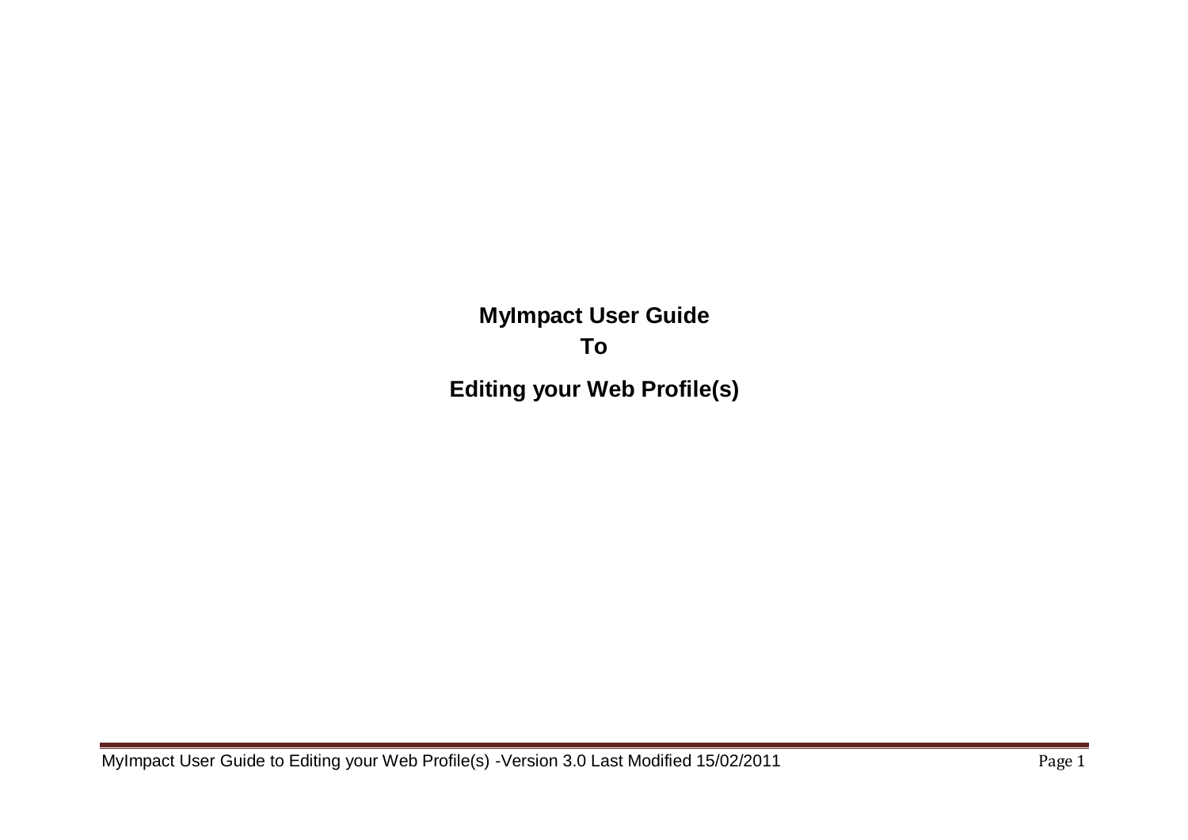# MyImpact User Guide

# To

# Editing your Web Profile(s)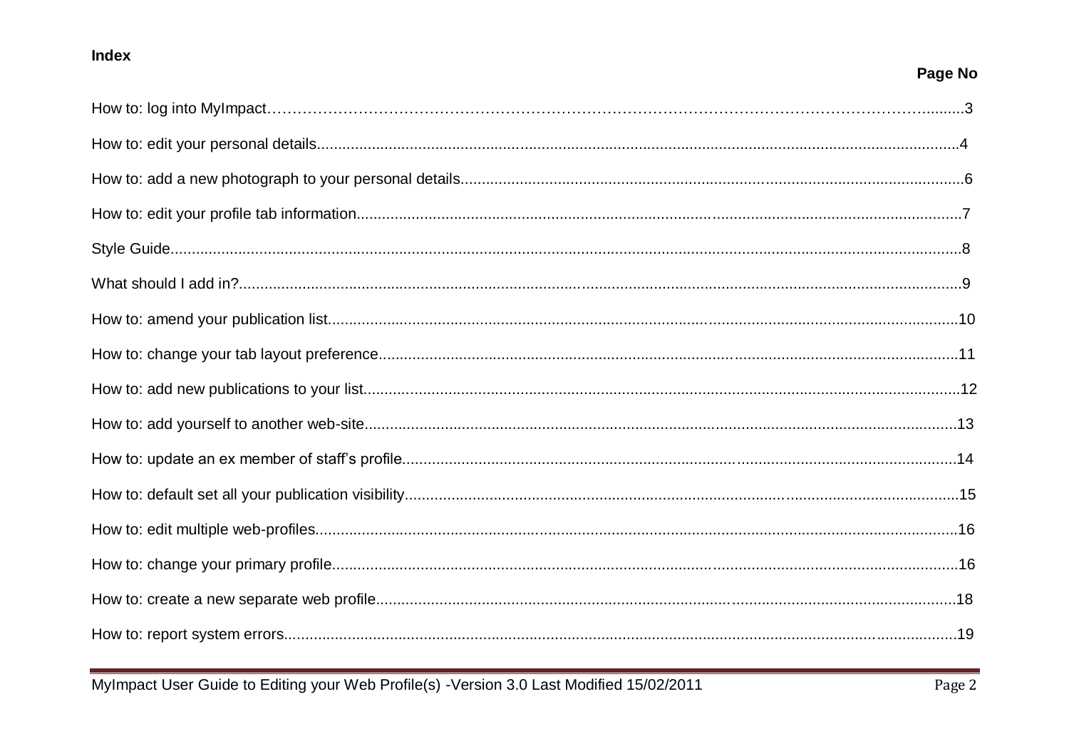**Index**

| | Page No |
|---|---|
| How to: log into MyImpact | 3 |
| How to: edit your personal details | 4 |
| How to: add a new photograph to your personal details | 6 |
| How to: edit your profile tab information | 7 |
| Style Guide | 8 |
| What should I add in? | 9 |
| How to: amend your publication list | 10 |
| How to: change your tab layout preference | 11 |
| How to: add new publications to your list | 12 |
| How to: add yourself to another web-site | 13 |
| How to: update an ex member of staff's profile | 14 |
| How to: default set all your publication visibility | 15 |
| How to: edit multiple web-profiles | 16 |
| How to: change your primary profile | 16 |
| How to: create a new separate web profile | 18 |
| How to: report system errors | 19 |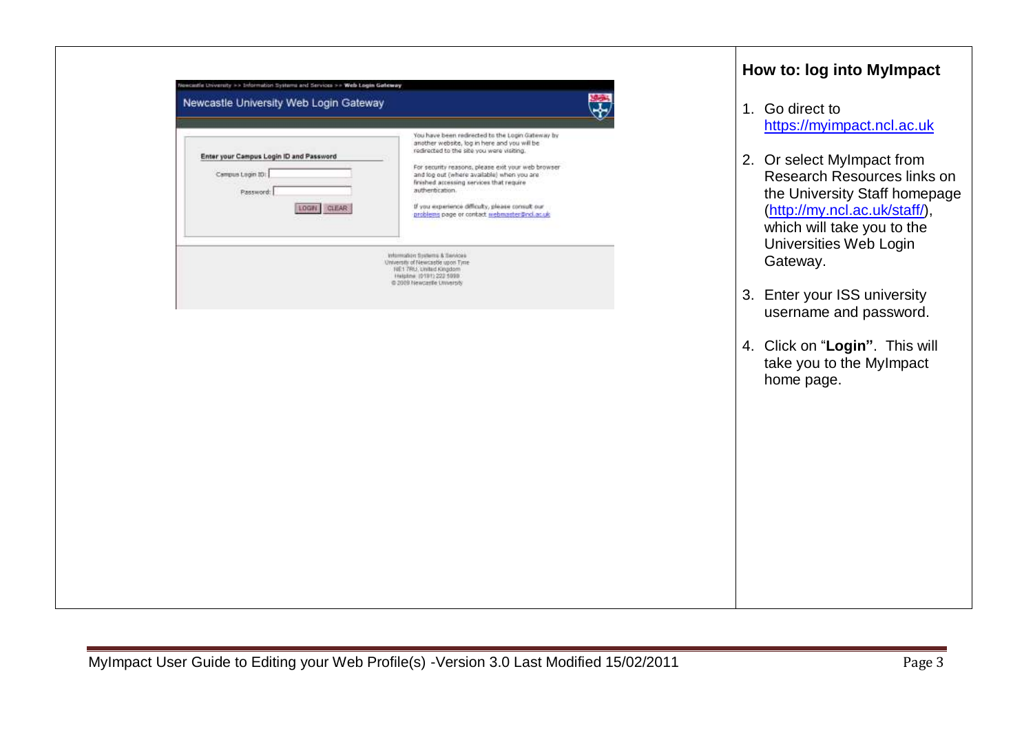## How to: log into MyImpact

1. Go direct to https://myimpact.ncl.ac.uk

2. Or select MyImpact from Research Resources links on the University Staff homepage (http://my.ncl.ac.uk/staff/), which will take you to the Universities Web Login Gateway.

3. Enter your ISS university username and password.

4. Click on "**Login"**. This will take you to the MyImpact home page.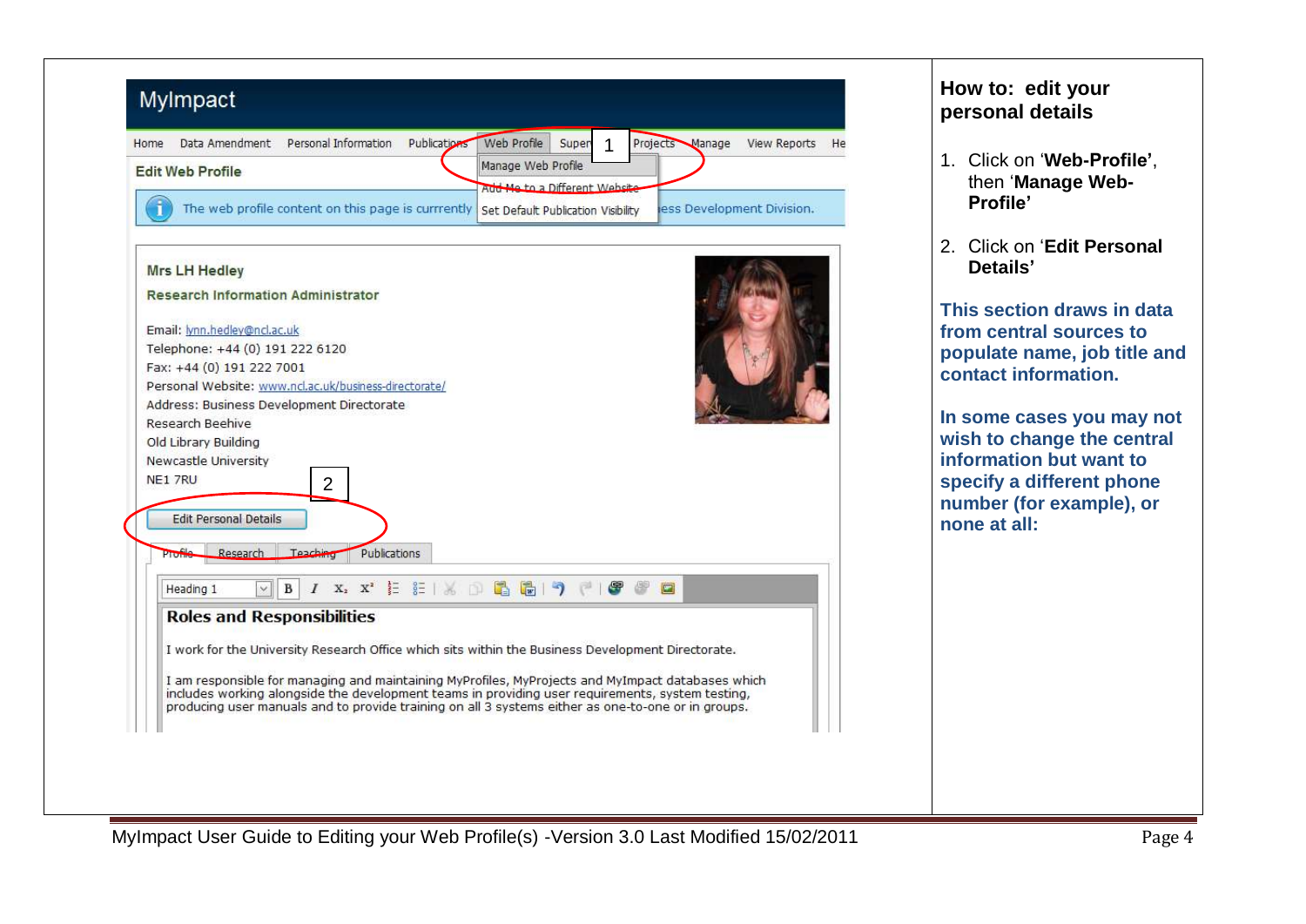## How to: edit your personal details

1. Click on '**Web-Profile**', then '**Manage Web-Profile**'
2. Click on '**Edit Personal Details**'

**This section draws in data from central sources to populate name, job title and contact information.**

**In some cases you may not wish to change the central information but want to specify a different phone number (for example), or none at all:**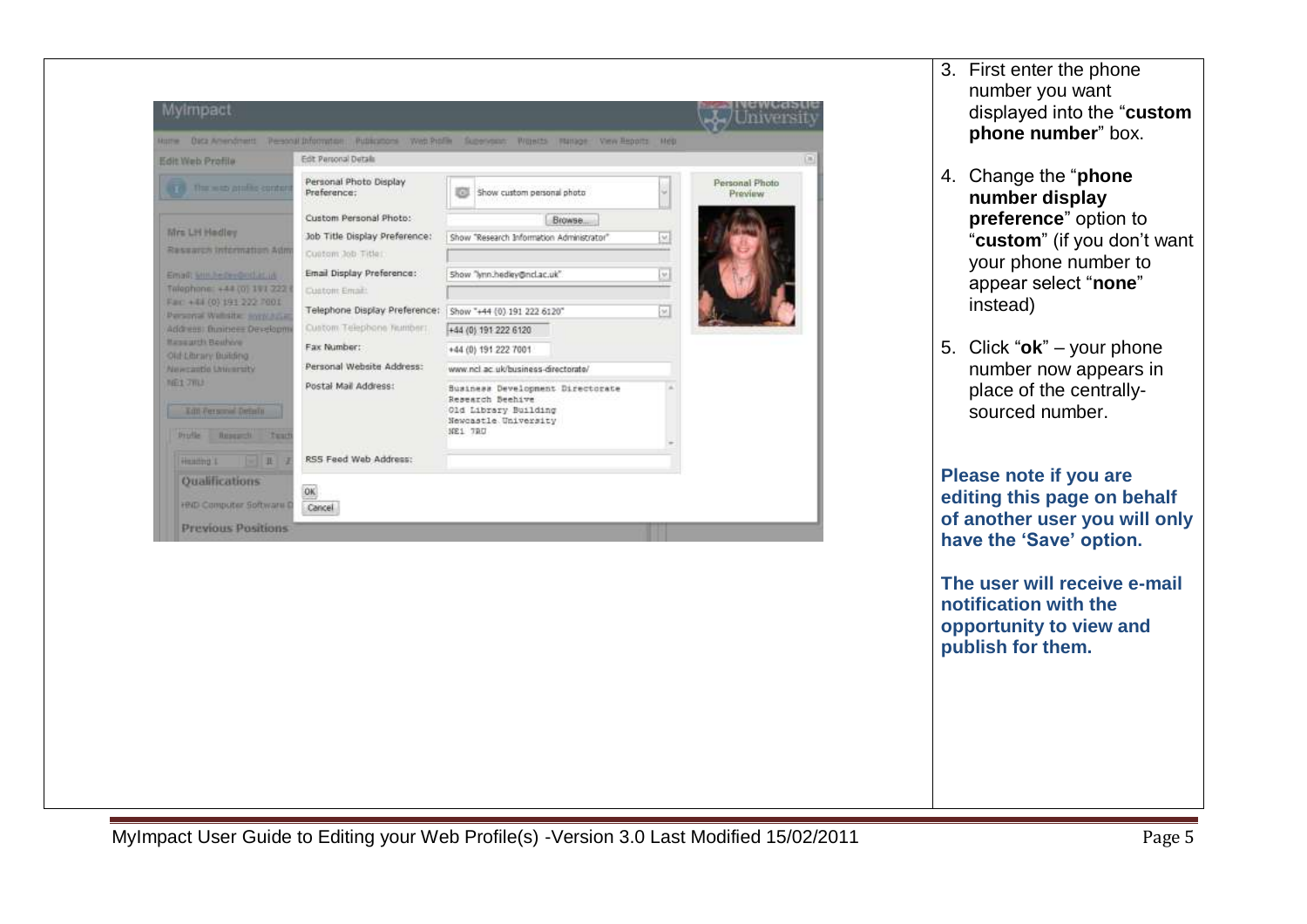3. First enter the phone number you want displayed into the "**custom phone number**" box.

4. Change the "**phone number display preference**" option to "**custom**" (if you don't want your phone number to appear select "**none**" instead)

5. Click "**ok**" – your phone number now appears in place of the centrally-sourced number.

**Please note if you are editing this page on behalf of another user you will only have the 'Save' option.**

**The user will receive e-mail notification with the opportunity to view and publish for them.**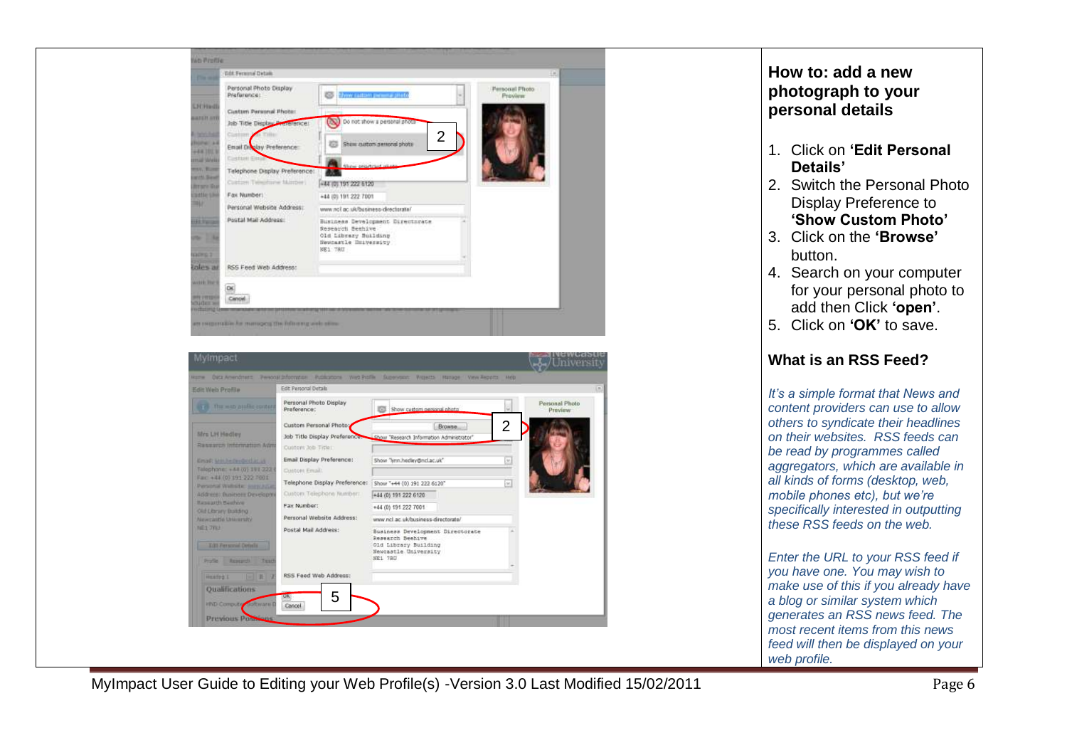## How to: add a new photograph to your personal details

1. Click on **'Edit Personal Details'**
2. Switch the Personal Photo Display Preference to **'Show Custom Photo'**
3. Click on the **'Browse'** button.
4. Search on your computer for your personal photo to add then Click **'open'**.
5. Click on **'OK'** to save.

## What is an RSS Feed?

*It's a simple format that News and content providers can use to allow others to syndicate their headlines on their websites. RSS feeds can be read by programmes called aggregators, which are available in all kinds of forms (desktop, web, mobile phones etc), but we're specifically interested in outputting these RSS feeds on the web.*

*Enter the URL to your RSS feed if you have one. You may wish to make use of this if you already have a blog or similar system which generates an RSS news feed. The most recent items from this news feed will then be displayed on your web profile.*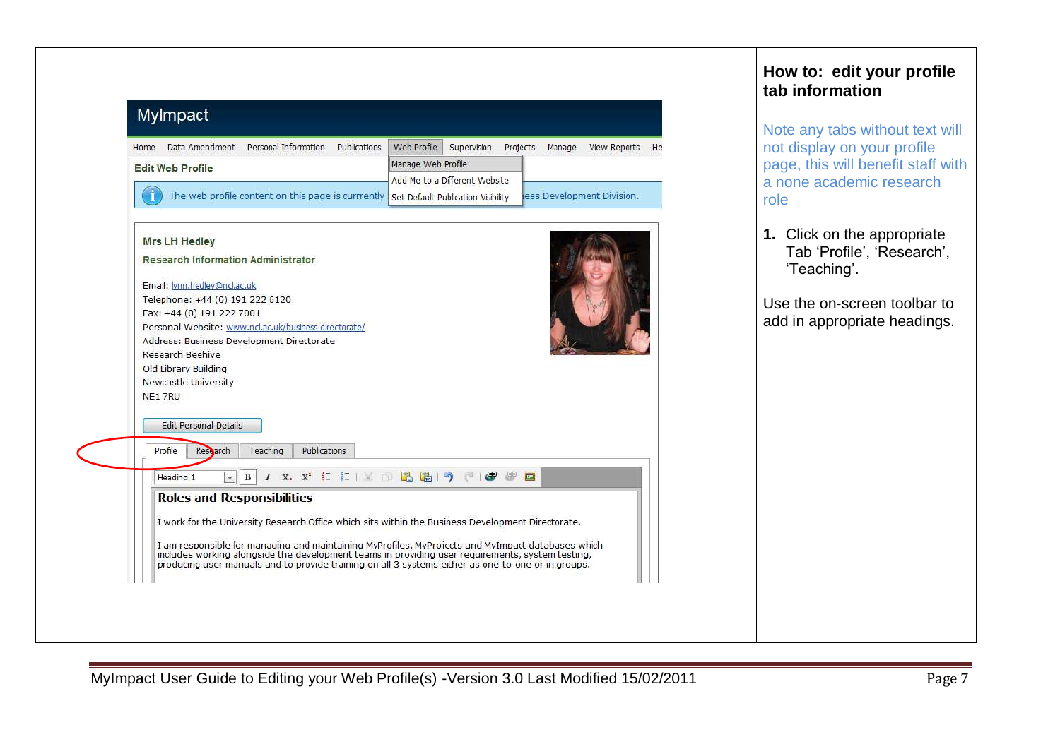## How to: edit your profile tab information

Note any tabs without text will not display on your profile page, this will benefit staff with a none academic research role

1. Click on the appropriate Tab 'Profile', 'Research', 'Teaching'.

Use the on-screen toolbar to add in appropriate headings.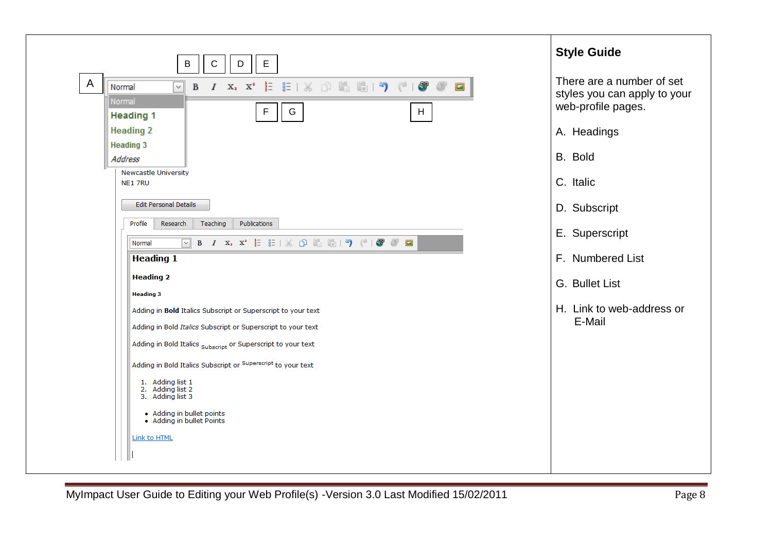A B C D E F G H

Normal
Heading 1
Heading 2
Heading 3
*Address*

Newcastle University
NE1 7RU

Edit Personal Details

Profile | Research | Teaching | Publications

Normal

**Heading 1**

**Heading 2**

**Heading 3**

Adding in **Bold** Italics Subscript or Superscript to your text

Adding in Bold *Italics* Subscript or Superscript to your text

Adding in Bold Italics $_{\text{Subscript}}$ or Superscript to your text

Adding in Bold Italics Subscript or $^{\text{Superscript}}$ to your text

1. Adding list 1
2. Adding list 2
3. Adding list 3

- Adding in bullet points
- Adding in bullet Points

Link to HTML

## Style Guide

There are a number of set styles you can apply to your web-profile pages.

A. Headings

B. Bold

C. Italic

D. Subscript

E. Superscript

F. Numbered List

G. Bullet List

H. Link to web-address or E-Mail

MyImpact User Guide to Editing your Web Profile(s) -Version 3.0 Last Modified 15/02/2011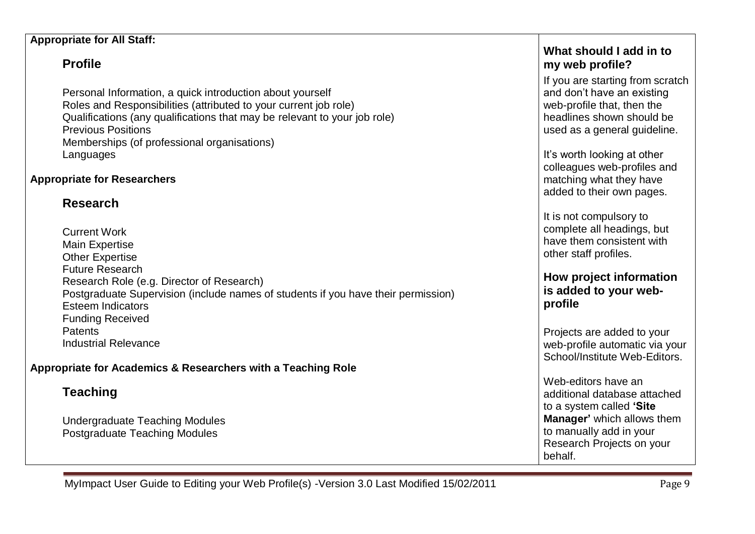**Appropriate for All Staff:**

## Profile

Personal Information, a quick introduction about yourself
Roles and Responsibilities (attributed to your current job role)
Qualifications (any qualifications that may be relevant to your job role)
Previous Positions
Memberships (of professional organisations)
Languages

**Appropriate for Researchers**

## Research

Current Work
Main Expertise
Other Expertise
Future Research
Research Role (e.g. Director of Research)
Postgraduate Supervision (include names of students if you have their permission)
Esteem Indicators
Funding Received
Patents
Industrial Relevance

**Appropriate for Academics & Researchers with a Teaching Role**

## Teaching

Undergraduate Teaching Modules
Postgraduate Teaching Modules

### What should I add in to my web profile?

If you are starting from scratch and don't have an existing web-profile that, then the headlines shown should be used as a general guideline.

It's worth looking at other colleagues web-profiles and matching what they have added to their own pages.

It is not compulsory to complete all headings, but have them consistent with other staff profiles.

### How project information is added to your web-profile

Projects are added to your web-profile automatic via your School/Institute Web-Editors.

Web-editors have an additional database attached to a system called **'Site Manager'** which allows them to manually add in your Research Projects on your behalf.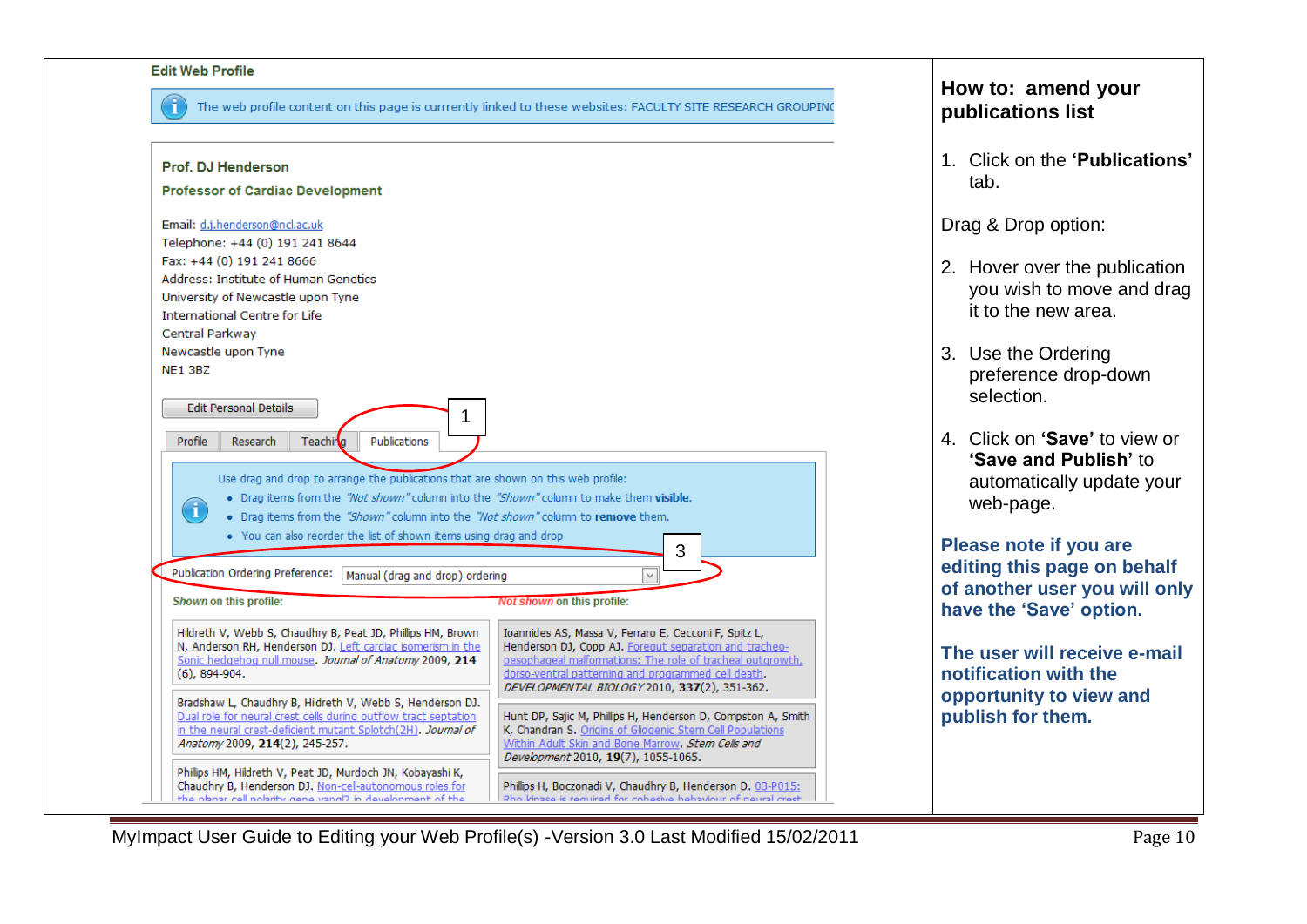Edit Web Profile

The web profile content on this page is currrently linked to these websites: FACULTY SITE RESEARCH GROUPINC

**Prof. DJ Henderson**

**Professor of Cardiac Development**

Email: d.j.henderson@ncl.ac.uk
Telephone: +44 (0) 191 241 8644
Fax: +44 (0) 191 241 8666
Address: Institute of Human Genetics
University of Newcastle upon Tyne
International Centre for Life
Central Parkway
Newcastle upon Tyne
NE1 3BZ

Edit Personal Details

Profile | Research | Teaching | Publications

1

Use drag and drop to arrange the publications that are shown on this web profile:

- Drag items from the *"Not shown"* column into the *"Shown"* column to make them **visible**.
- Drag items from the *"Shown"* column into the *"Not shown"* column to **remove** them.
- You can also reorder the list of shown items using drag and drop

3

Publication Ordering Preference: Manual (drag and drop) ordering

| *Shown* on this profile: | *Not shown* on this profile: |
|---|---|
| Hildreth V, Webb S, Chaudhry B, Peat JD, Phillips HM, Brown N, Anderson RH, Henderson DJ. Left cardiac isomerism in the Sonic hedgehog null mouse. *Journal of Anatomy* 2009, **214** (6), 894-904. | Ioannides AS, Massa V, Ferraro E, Cecconi F, Spitz L, Henderson DJ, Copp AJ. Foregut separation and tracheo-oesophageal malformations: The role of tracheal outgrowth, dorso-ventral patterning and programmed cell death. *DEVELOPMENTAL BIOLOGY* 2010, **337**(2), 351-362. |
| Bradshaw L, Chaudhry B, Hildreth V, Webb S, Henderson DJ. Dual role for neural crest cells during outflow tract septation in the neural crest-deficient mutant Splotch(2H). *Journal of Anatomy* 2009, **214**(2), 245-257. | Hunt DP, Sajic M, Phillips H, Henderson D, Compston A, Smith K, Chandran S. Origins of Gliogenic Stem Cell Populations Within Adult Skin and Bone Marrow. *Stem Cells and Development* 2010, **19**(7), 1055-1065. |
| Phillips HM, Hildreth V, Peat JD, Murdoch JN, Kobayashi K, Chaudhry B, Henderson DJ. Non-cell-autonomous roles for the planar cell polarity gene vangl2 in development of the | Phillips H, Boczonadi V, Chaudhry B, Henderson D. 03-P015: Rho kinase is required for cohesive behaviour of neural crest |

## How to: amend your publications list

1. Click on the **'Publications'** tab.

Drag & Drop option:

2. Hover over the publication you wish to move and drag it to the new area.

3. Use the Ordering preference drop-down selection.

4. Click on **'Save'** to view or **'Save and Publish'** to automatically update your web-page.

**Please note if you are editing this page on behalf of another user you will only have the 'Save' option.**

**The user will receive e-mail notification with the opportunity to view and publish for them.**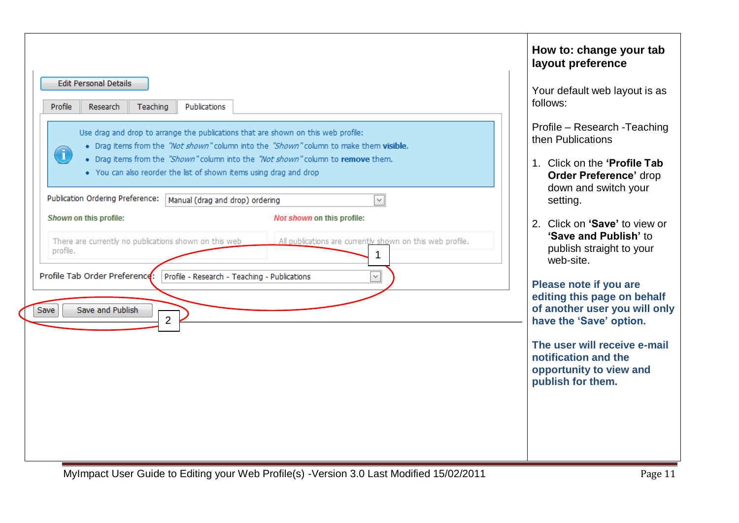Edit Personal Details

Profile | Research | Teaching | Publications

Use drag and drop to arrange the publications that are shown on this web profile:

- Drag items from the *"Not shown"* column into the *"Shown"* column to make them **visible**.
- Drag items from the *"Shown"* column into the *"Not shown"* column to **remove** them.
- You can also reorder the list of shown items using drag and drop

Publication Ordering Preference: Manual (drag and drop) ordering

***Shown*** **on this profile:**

There are currently no publications shown on this web profile.

***Not shown*** **on this profile:**

All publications are currently shown on this web profile.

1

Profile Tab Order Preference: Profile - Research - Teaching - Publications

Save | Save and Publish

2

## How to: change your tab layout preference

Your default web layout is as follows:

Profile – Research -Teaching then Publications

1. Click on the **'Profile Tab Order Preference'** drop down and switch your setting.
2. Click on **'Save'** to view or **'Save and Publish'** to publish straight to your web-site.

**Please note if you are editing this page on behalf of another user you will only have the 'Save' option.**

**The user will receive e-mail notification and the opportunity to view and publish for them.**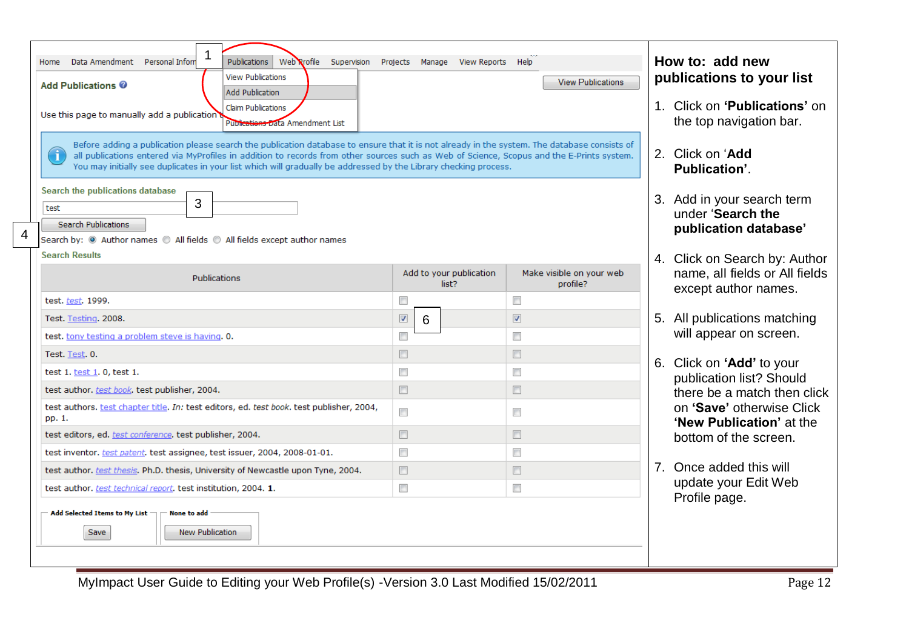Home Data Amendment Personal Inform Publications Web Profile Supervision Projects Manage View Reports Help

1

View Publications
Add Publication
Claim Publications
Publications Data Amendment List

**Add Publications**

View Publications

Use this page to manually add a publication

Before adding a publication please search the publication database to ensure that it is not already in the system. The database consists of all publications entered via MyProfiles in addition to records from other sources such as Web of Science, Scopus and the E-Prints system. You may initially see duplicates in your list which will gradually be addressed by the Library checking process.

Search the publications database

3

test

4

Search Publications

Search by: Author names All fields All fields except author names

Search Results

| Publications | Add to your publication list? | Make visible on your web profile? |
| --- | --- | --- |
| test. test. 1999. | ☐ | ☐ |
| Test. Testing. 2008. | ☑ 6 | ☑ |
| test. tony testing a problem steve is having. 0. | ☐ | ☐ |
| Test. Test. 0. | ☐ | ☐ |
| test 1. test 1. 0, test 1. | ☐ | ☐ |
| test author. test book. test publisher, 2004. | ☐ | ☐ |
| test authors. test chapter title. In: test editors, ed. test book. test publisher, 2004, pp. 1. | ☐ | ☐ |
| test editors, ed. test conference. test publisher, 2004. | ☐ | ☐ |
| test inventor. test patent. test assignee, test issuer, 2004, 2008-01-01. | ☐ | ☐ |
| test author. test thesis. Ph.D. thesis, University of Newcastle upon Tyne, 2004. | ☐ | ☐ |
| test author. test technical report. test institution, 2004. 1. | ☐ | ☐ |

Add Selected Items to My List — Save

None to add — New Publication

## How to: add new publications to your list

1. Click on **'Publications'** on the top navigation bar.
2. Click on '**Add Publication'**.
3. Add in your search term under '**Search the publication database'**
4. Click on Search by: Author name, all fields or All fields except author names.
5. All publications matching will appear on screen.
6. Click on **'Add'** to your publication list? Should there be a match then click on **'Save'** otherwise Click **'New Publication'** at the bottom of the screen.
7. Once added this will update your Edit Web Profile page.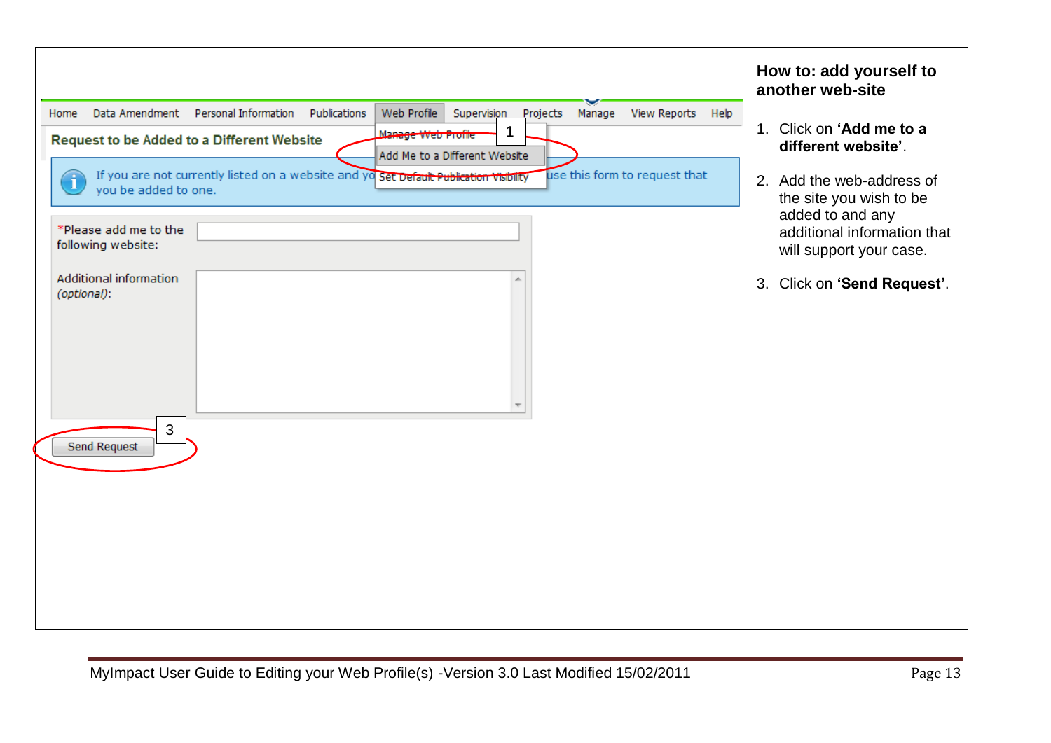Home Data Amendment Personal Information Publications Web Profile Supervision Projects Manage View Reports Help

Request to be Added to a Different Website

Manage Web Profile
Add Me to a Different Website
Set Default Publication Visibility

If you are not currently listed on a website and you ... use this form to request that you be added to one.

*Please add me to the following website:

Additional information (optional):

Send Request

## How to: add yourself to another web-site

1. Click on **'Add me to a different website'**.
2. Add the web-address of the site you wish to be added to and any additional information that will support your case.
3. Click on **'Send Request'**.

MyImpact User Guide to Editing your Web Profile(s) -Version 3.0 Last Modified 15/02/2011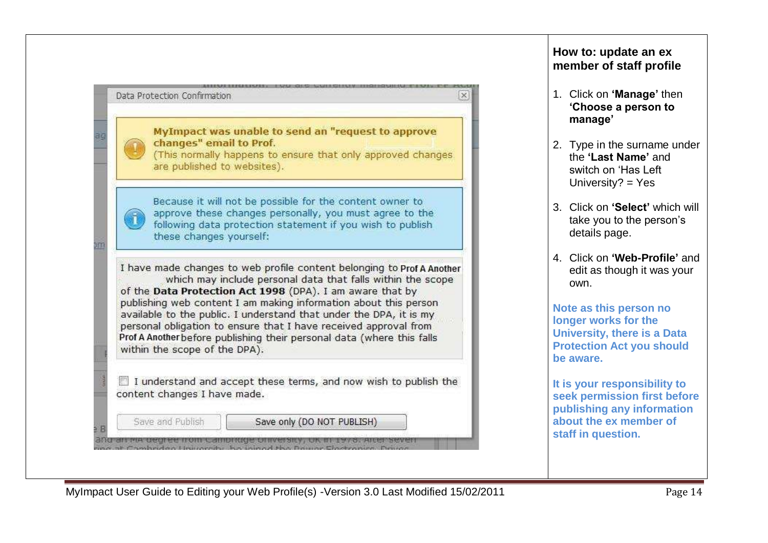Data Protection Confirmation

**MyImpact was unable to send an "request to approve changes" email to Prof.**
(This normally happens to ensure that only approved changes are published to websites).

Because it will not be possible for the content owner to approve these changes personally, you must agree to the following data protection statement if you wish to publish these changes yourself:

I have made changes to web profile content belonging to Prof A Another which may include personal data that falls within the scope of the **Data Protection Act 1998** (DPA). I am aware that by publishing web content I am making information about this person available to the public. I understand that under the DPA, it is my personal obligation to ensure that I have received approval from Prof A Another before publishing their personal data (where this falls within the scope of the DPA).

☐ I understand and accept these terms, and now wish to publish the content changes I have made.

Save and Publish | Save only (DO NOT PUBLISH)

## How to: update an ex member of staff profile

1. Click on **'Manage'** then **'Choose a person to manage'**
2. Type in the surname under the **'Last Name'** and switch on 'Has Left University? = Yes
3. Click on **'Select'** which will take you to the person's details page.
4. Click on **'Web-Profile'** and edit as though it was your own.

**Note as this person no longer works for the University, there is a Data Protection Act you should be aware.**

**It is your responsibility to seek permission first before publishing any information about the ex member of staff in question.**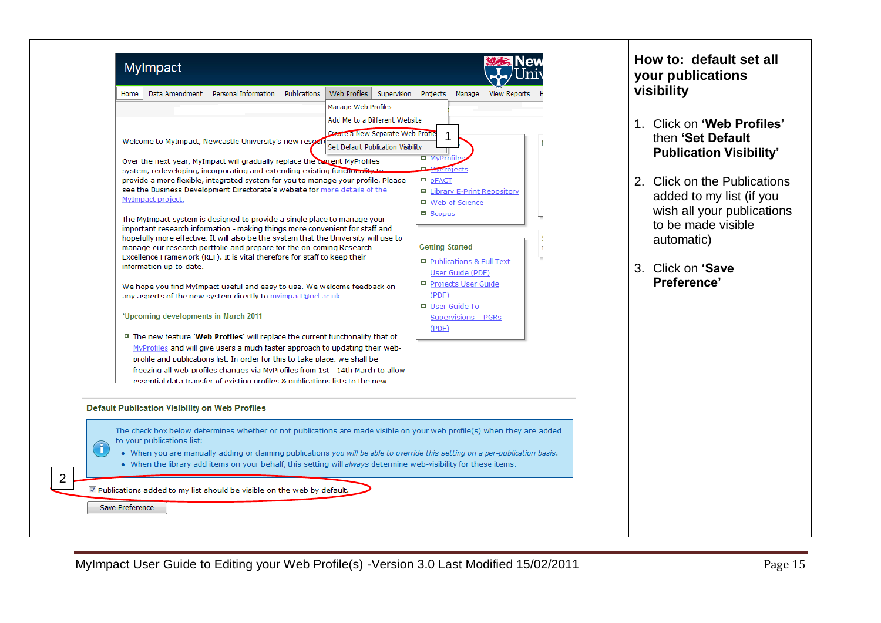MyImpact

Home | Data Amendment | Personal Information | Publications | Web Profiles | Supervision | Projects | Manage | View Reports

Manage Web Profiles
Add Me to a Different Website
Create a New Separate Web Profile
Set Default Publication Visibility

1

Welcome to MyImpact, Newcastle University's new rese...

Over the next year, MyImpact will gradually replace the current MyProfiles system, redeveloping, incorporating and extending existing functionality to provide a more flexible, integrated system for you to manage your profile. Please see the Business Development Directorate's website for more details of the MyImpact project.

The MyImpact system is designed to provide a single place to manage your important research information - making things more convenient for staff and hopefully more effective. It will also be the system that the University will use to manage our research portfolio and prepare for the on-coming Research Excellence Framework (REF). It is vital therefore for staff to keep their information up-to-date.

We hope you find MyImpact useful and easy to use. We welcome feedback on any aspects of the new system directly to myimpact@ncl.ac.uk

*Upcoming developments in March 2011

- The new feature '**Web Profiles**' will replace the current functionality that of MyProfiles and will give users a much faster approach to updating their web-profile and publications list. In order for this to take place, we shall be freezing all web-profiles changes via MyProfiles from 1st - 14th March to allow essential data transfer of existing profiles & publications lists to the new

- MyProfiles
- MyProjects
- pFACT
- Library E-Print Repository
- Web of Science
- Scopus

Getting Started

- Publications & Full Text User Guide (PDF)
- Projects User Guide (PDF)
- User Guide To Supervisions – PGRs (PDF)

**Default Publication Visibility on Web Profiles**

The check box below determines whether or not publications are made visible on your web profile(s) when they are added to your publications list:

- When you are manually adding or claiming publications *you will be able to override this setting on a per-publication basis.*
- When the library add items on your behalf, this setting will *always* determine web-visibility for these items.

2

☑ Publications added to my list should be visible on the web by default.

Save Preference

## How to: default set all your publications visibility

1. Click on **'Web Profiles'** then **'Set Default Publication Visibility'**
2. Click on the Publications added to my list (if you wish all your publications to be made visible automatic)
3. Click on **'Save Preference'**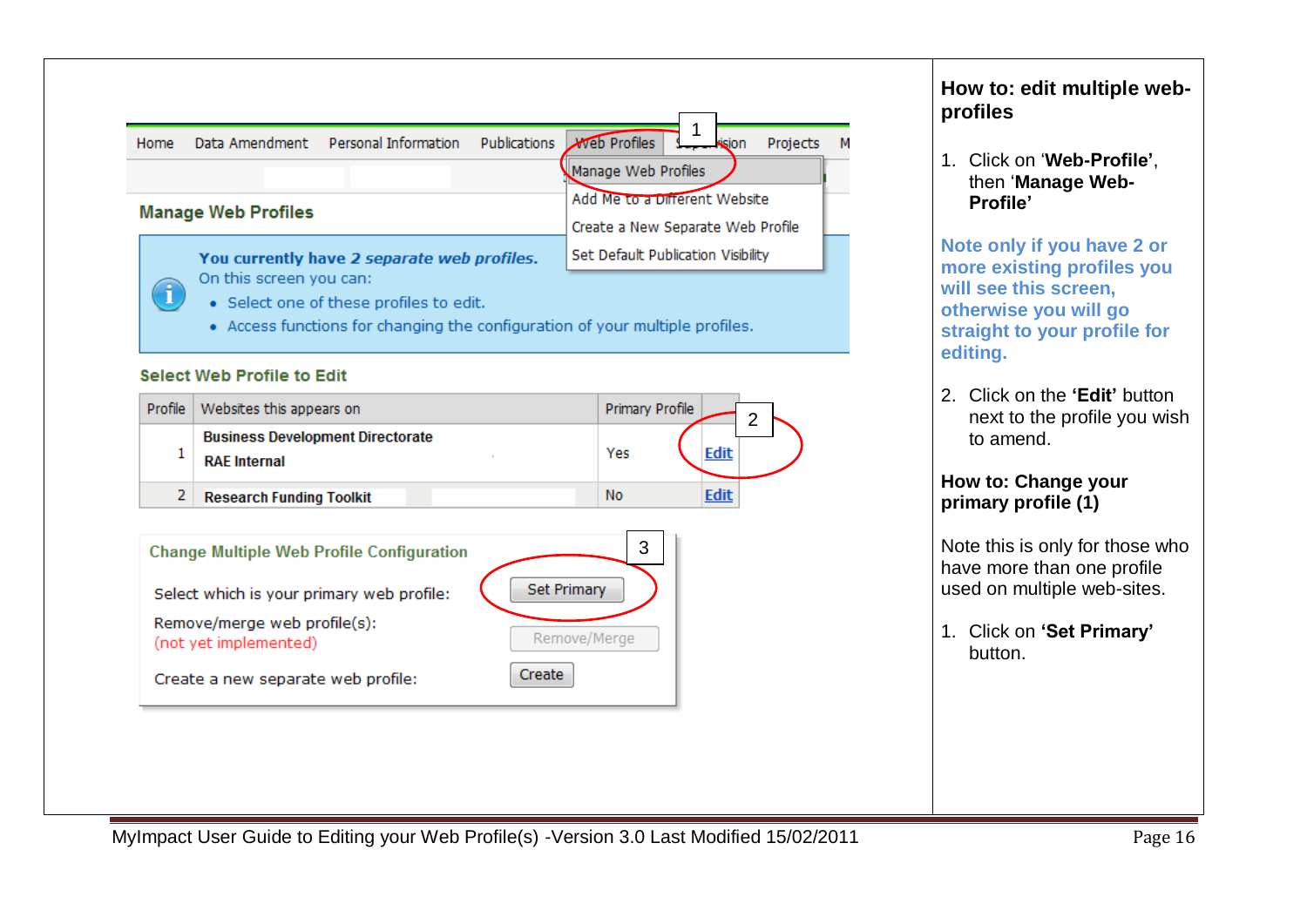Home | Data Amendment | Personal Information | Publications | Web Profiles | Supervision | Projects | M

1

Manage Web Profiles
Add Me to a Different Website
Create a New Separate Web Profile
Set Default Publication Visibility

**Manage Web Profiles**

**You currently have *2 separate web profiles.***
On this screen you can:

- Select one of these profiles to edit.
- Access functions for changing the configuration of your multiple profiles.

**Select Web Profile to Edit**

| Profile | Websites this appears on | Primary Profile | |
|---|---|---|---|
| 1 | **Business Development Directorate**<br>**RAE Internal** | Yes | Edit |
| 2 | **Research Funding Toolkit** | No | Edit |

2

**Change Multiple Web Profile Configuration**

3

Select which is your primary web profile: Set Primary

Remove/merge web profile(s):
(not yet implemented) Remove/Merge

Create a new separate web profile: Create

## How to: edit multiple web-profiles

1. Click on '**Web-Profile**', then '**Manage Web-Profile**'

**Note only if you have 2 or more existing profiles you will see this screen, otherwise you will go straight to your profile for editing.**

2. Click on the **'Edit'** button next to the profile you wish to amend.

## How to: Change your primary profile (1)

Note this is only for those who have more than one profile used on multiple web-sites.

1. Click on **'Set Primary'** button.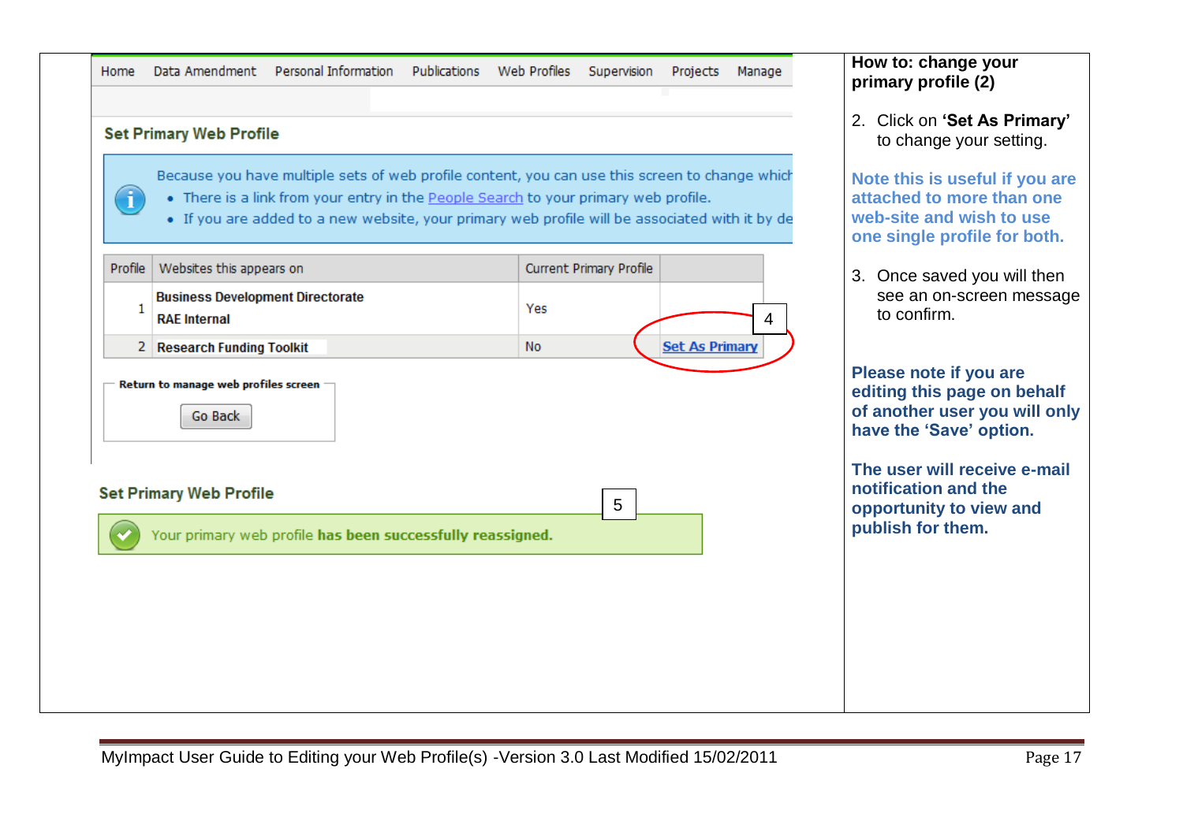Home | Data Amendment | Personal Information | Publications | Web Profiles | Supervision | Projects | Manage

### Set Primary Web Profile

Because you have multiple sets of web profile content, you can use this screen to change which

- There is a link from your entry in the People Search to your primary web profile.
- If you are added to a new website, your primary web profile will be associated with it by de

| Profile | Websites this appears on | Current Primary Profile | |
|---|---|---|---|
| 1 | **Business Development Directorate**<br>**RAE Internal** | Yes | |
| 2 | **Research Funding Toolkit** | No | Set As Primary |

4

Return to manage web profiles screen

Go Back

### Set Primary Web Profile

5

Your primary web profile **has been successfully reassigned.**

**How to: change your primary profile (2)**

2. Click on **'Set As Primary'** to change your setting.

**Note this is useful if you are attached to more than one web-site and wish to use one single profile for both.**

3. Once saved you will then see an on-screen message to confirm.

**Please note if you are editing this page on behalf of another user you will only have the 'Save' option.**

**The user will receive e-mail notification and the opportunity to view and publish for them.**

MyImpact User Guide to Editing your Web Profile(s) -Version 3.0 Last Modified 15/02/2011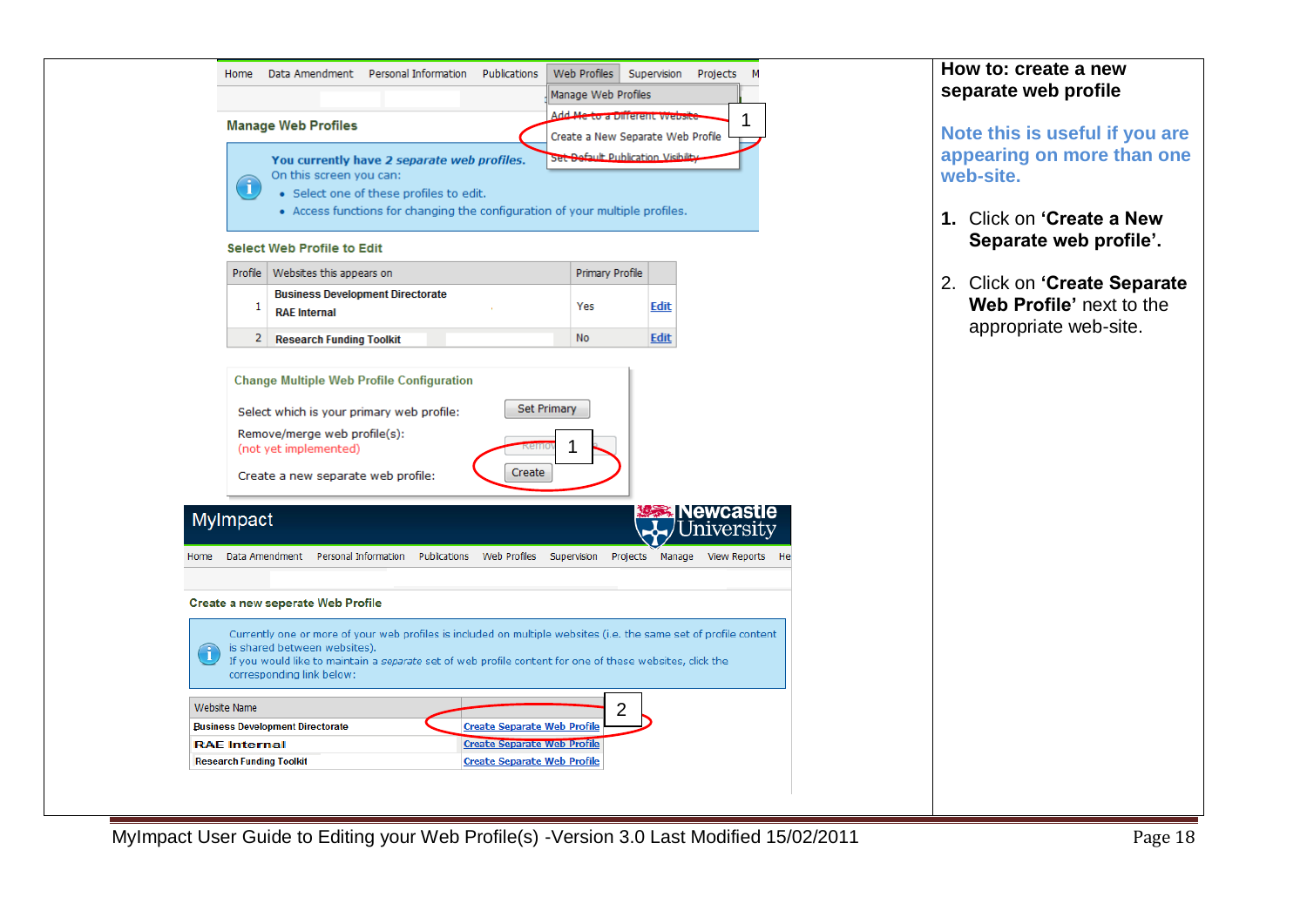Home | Data Amendment | Personal Information | Publications | Web Profiles | Supervision | Projects | M

Manage Web Profiles

- Manage Web Profiles
- Add Me to a Different Website
- Create a New Separate Web Profile
- Set Default Publication Visibility

1

**Manage Web Profiles**

***You currently have 2 separate web profiles.***

On this screen you can:

- Select one of these profiles to edit.
- Access functions for changing the configuration of your multiple profiles.

**Select Web Profile to Edit**

| Profile | Websites this appears on | Primary Profile | |
|---|---|---|---|
| 1 | **Business Development Directorate**<br>**RAE Internal** | Yes | Edit |
| 2 | **Research Funding Toolkit** | No | Edit |

**Change Multiple Web Profile Configuration**

Select which is your primary web profile: [Set Primary]

Remove/merge web profile(s):
(not yet implemented) [Remove]

Create a new separate web profile: [Create]

1

MyImpact — Newcastle University

Home | Data Amendment | Personal Information | Publications | Web Profiles | Supervision | Projects | Manage | View Reports | He

**Create a new seperate Web Profile**

Currently one or more of your web profiles is included on multiple websites (i.e. the same set of profile content is shared between websites).
If you would like to maintain a *separate* set of web profile content for one of these websites, click the corresponding link below:

| Website Name | |
|---|---|
| Business Development Directorate | Create Separate Web Profile |
| RAE Internal | Create Separate Web Profile |
| Research Funding Toolkit | Create Separate Web Profile |

2

## How to: create a new separate web profile

**Note this is useful if you are appearing on more than one web-site.**

1. Click on **'Create a New Separate web profile'.**
2. Click on **'Create Separate Web Profile'** next to the appropriate web-site.

MyImpact User Guide to Editing your Web Profile(s) -Version 3.0 Last Modified 15/02/2011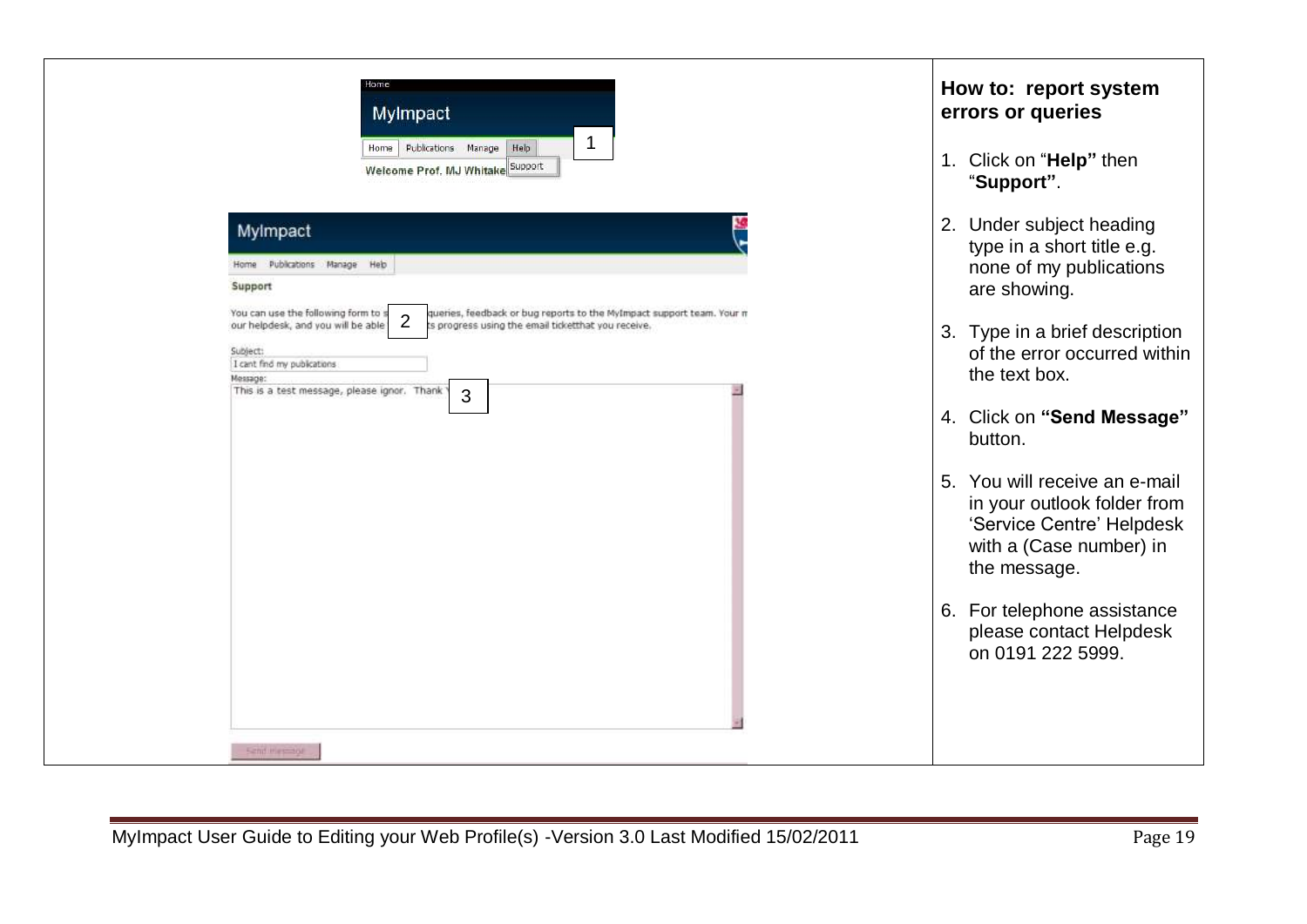## How to: report system errors or queries

1. Click on "**Help"** then "**Support"**.
2. Under subject heading type in a short title e.g. none of my publications are showing.
3. Type in a brief description of the error occurred within the text box.
4. Click on **"Send Message"** button.
5. You will receive an e-mail in your outlook folder from 'Service Centre' Helpdesk with a (Case number) in the message.
6. For telephone assistance please contact Helpdesk on 0191 222 5999.